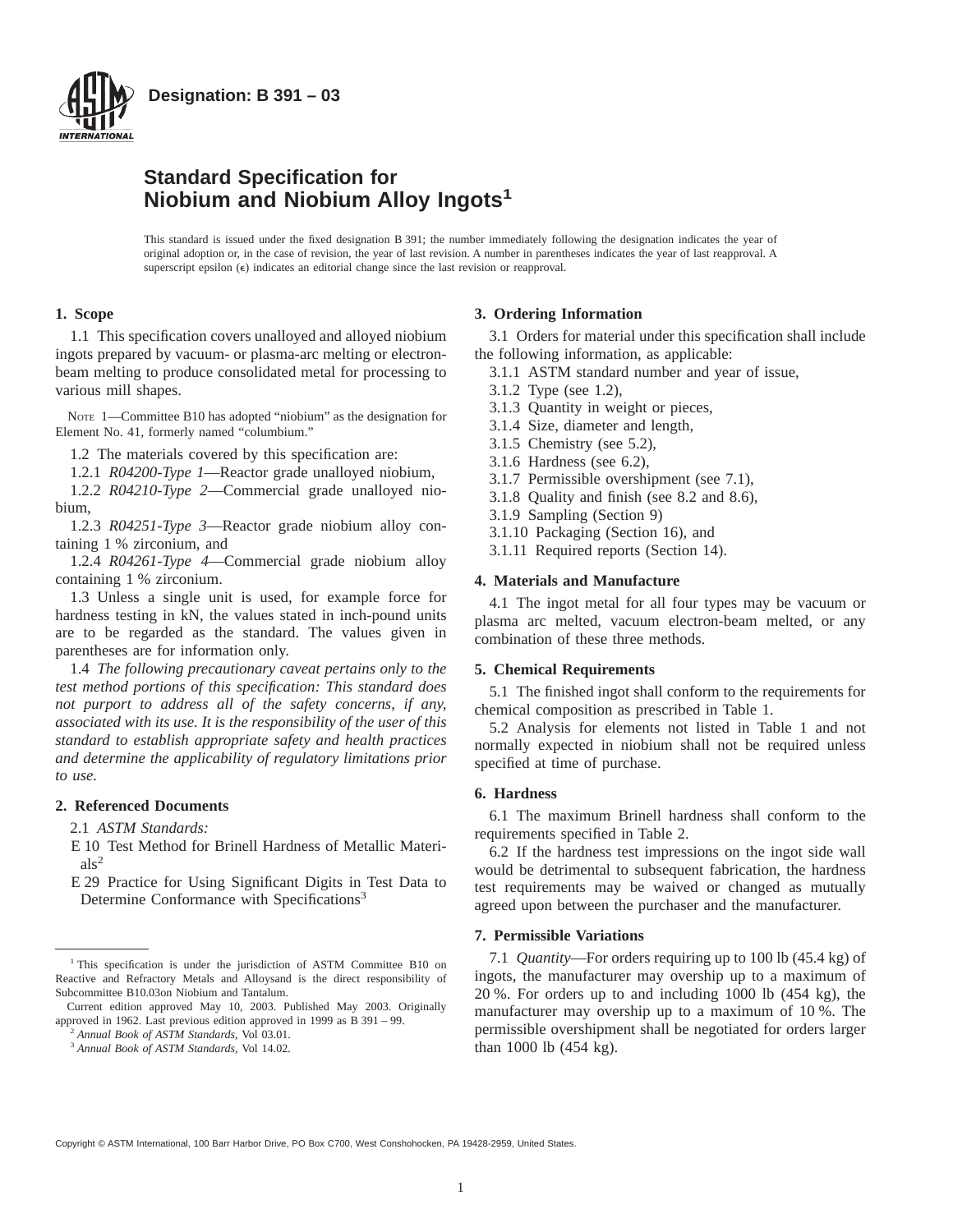**Designation: B 391 – 03**

# Standard Specification for Niobium and Niobium Alloy Ingots[1]

This standard is issued under the fixed designation B 391; the number immediately following the designation indicates the year of original adoption or, in the case of revision, the year of last revision. A number in parentheses indicates the year of last reapproval. A superscript epsilon (ε) indicates an editorial change since the last revision or reapproval.

## 1. Scope

1.1 This specification covers unalloyed and alloyed niobium ingots prepared by vacuum- or plasma-arc melting or electron-beam melting to produce consolidated metal for processing to various mill shapes.

NOTE 1—Committee B10 has adopted "niobium" as the designation for Element No. 41, formerly named "columbium."

1.2 The materials covered by this specification are:

1.2.1 *R04200-Type 1*—Reactor grade unalloyed niobium,

1.2.2 *R04210-Type 2*—Commercial grade unalloyed niobium,

1.2.3 *R04251-Type 3*—Reactor grade niobium alloy containing 1 % zirconium, and

1.2.4 *R04261-Type 4*—Commercial grade niobium alloy containing 1 % zirconium.

1.3 Unless a single unit is used, for example force for hardness testing in kN, the values stated in inch-pound units are to be regarded as the standard. The values given in parentheses are for information only.

1.4 *The following precautionary caveat pertains only to the test method portions of this specification: This standard does not purport to address all of the safety concerns, if any, associated with its use. It is the responsibility of the user of this standard to establish appropriate safety and health practices and determine the applicability of regulatory limitations prior to use.*

## 2. Referenced Documents

2.1 *ASTM Standards:*

E 10 Test Method for Brinell Hardness of Metallic Materials[2]

E 29 Practice for Using Significant Digits in Test Data to Determine Conformance with Specifications[3]

## 3. Ordering Information

3.1 Orders for material under this specification shall include the following information, as applicable:

3.1.1 ASTM standard number and year of issue,

3.1.2 Type (see 1.2),

3.1.3 Quantity in weight or pieces,

3.1.4 Size, diameter and length,

3.1.5 Chemistry (see 5.2),

3.1.6 Hardness (see 6.2),

3.1.7 Permissible overshipment (see 7.1),

3.1.8 Quality and finish (see 8.2 and 8.6),

3.1.9 Sampling (Section 9)

3.1.10 Packaging (Section 16), and

3.1.11 Required reports (Section 14).

## 4. Materials and Manufacture

4.1 The ingot metal for all four types may be vacuum or plasma arc melted, vacuum electron-beam melted, or any combination of these three methods.

## 5. Chemical Requirements

5.1 The finished ingot shall conform to the requirements for chemical composition as prescribed in Table 1.

5.2 Analysis for elements not listed in Table 1 and not normally expected in niobium shall not be required unless specified at time of purchase.

## 6. Hardness

6.1 The maximum Brinell hardness shall conform to the requirements specified in Table 2.

6.2 If the hardness test impressions on the ingot side wall would be detrimental to subsequent fabrication, the hardness test requirements may be waived or changed as mutually agreed upon between the purchaser and the manufacturer.

## 7. Permissible Variations

7.1 *Quantity*—For orders requiring up to 100 lb (45.4 kg) of ingots, the manufacturer may overship up to a maximum of 20 %. For orders up to and including 1000 lb (454 kg), the manufacturer may overship up to a maximum of 10 %. The permissible overshipment shall be negotiated for orders larger than 1000 lb (454 kg).

---

[1] This specification is under the jurisdiction of ASTM Committee B10 on Reactive and Refractory Metals and Alloysand is the direct responsibility of Subcommittee B10.03on Niobium and Tantalum.

Current edition approved May 10, 2003. Published May 2003. Originally approved in 1962. Last previous edition approved in 1999 as B 391 – 99.

[2] *Annual Book of ASTM Standards*, Vol 03.01.

[3] *Annual Book of ASTM Standards*, Vol 14.02.

Copyright © ASTM International, 100 Barr Harbor Drive, PO Box C700, West Conshohocken, PA 19428-2959, United States.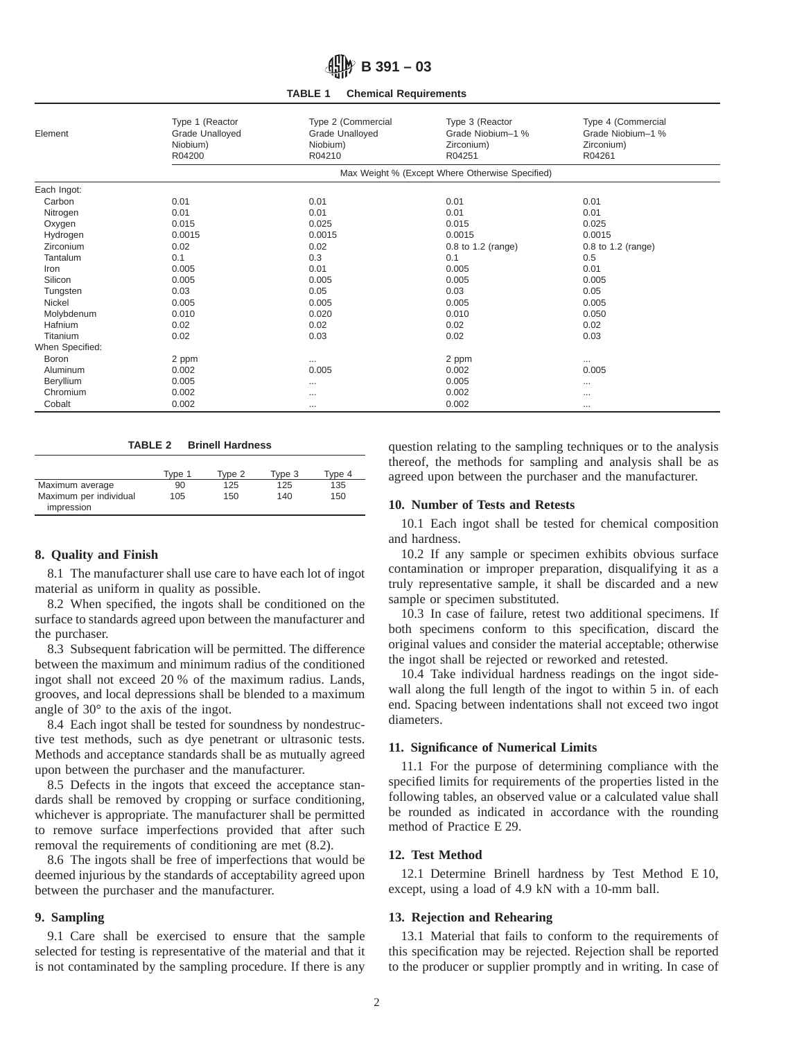**TABLE 1 Chemical Requirements**

| Element | Type 1 (Reactor Grade Unalloyed Niobium) R04200 | Type 2 (Commercial Grade Unalloyed Niobium) R04210 | Type 3 (Reactor Grade Niobium–1 % Zirconium) R04251 | Type 4 (Commercial Grade Niobium–1 % Zirconium) R04261 |
|---|---|---|---|---|
| | Max Weight % (Except Where Otherwise Specified) | | | |
| Each Ingot: | | | | |
| Carbon | 0.01 | 0.01 | 0.01 | 0.01 |
| Nitrogen | 0.01 | 0.01 | 0.01 | 0.01 |
| Oxygen | 0.015 | 0.025 | 0.015 | 0.025 |
| Hydrogen | 0.0015 | 0.0015 | 0.0015 | 0.0015 |
| Zirconium | 0.02 | 0.02 | 0.8 to 1.2 (range) | 0.8 to 1.2 (range) |
| Tantalum | 0.1 | 0.3 | 0.1 | 0.5 |
| Iron | 0.005 | 0.01 | 0.005 | 0.01 |
| Silicon | 0.005 | 0.005 | 0.005 | 0.005 |
| Tungsten | 0.03 | 0.05 | 0.03 | 0.05 |
| Nickel | 0.005 | 0.005 | 0.005 | 0.005 |
| Molybdenum | 0.010 | 0.020 | 0.010 | 0.050 |
| Hafnium | 0.02 | 0.02 | 0.02 | 0.02 |
| Titanium | 0.02 | 0.03 | 0.02 | 0.03 |
| When Specified: | | | | |
| Boron | 2 ppm | ... | 2 ppm | ... |
| Aluminum | 0.002 | 0.005 | 0.002 | 0.005 |
| Beryllium | 0.005 | ... | 0.005 | ... |
| Chromium | 0.002 | ... | 0.002 | ... |
| Cobalt | 0.002 | ... | 0.002 | ... |

**TABLE 2 Brinell Hardness**

| | Type 1 | Type 2 | Type 3 | Type 4 |
|---|---|---|---|---|
| Maximum average | 90 | 125 | 125 | 135 |
| Maximum per individual impression | 105 | 150 | 140 | 150 |

## 8. Quality and Finish

8.1 The manufacturer shall use care to have each lot of ingot material as uniform in quality as possible.

8.2 When specified, the ingots shall be conditioned on the surface to standards agreed upon between the manufacturer and the purchaser.

8.3 Subsequent fabrication will be permitted. The difference between the maximum and minimum radius of the conditioned ingot shall not exceed 20 % of the maximum radius. Lands, grooves, and local depressions shall be blended to a maximum angle of 30° to the axis of the ingot.

8.4 Each ingot shall be tested for soundness by nondestructive test methods, such as dye penetrant or ultrasonic tests. Methods and acceptance standards shall be as mutually agreed upon between the purchaser and the manufacturer.

8.5 Defects in the ingots that exceed the acceptance standards shall be removed by cropping or surface conditioning, whichever is appropriate. The manufacturer shall be permitted to remove surface imperfections provided that after such removal the requirements of conditioning are met (8.2).

8.6 The ingots shall be free of imperfections that would be deemed injurious by the standards of acceptability agreed upon between the purchaser and the manufacturer.

## 9. Sampling

9.1 Care shall be exercised to ensure that the sample selected for testing is representative of the material and that it is not contaminated by the sampling procedure. If there is any question relating to the sampling techniques or to the analysis thereof, the methods for sampling and analysis shall be as agreed upon between the purchaser and the manufacturer.

## 10. Number of Tests and Retests

10.1 Each ingot shall be tested for chemical composition and hardness.

10.2 If any sample or specimen exhibits obvious surface contamination or improper preparation, disqualifying it as a truly representative sample, it shall be discarded and a new sample or specimen substituted.

10.3 In case of failure, retest two additional specimens. If both specimens conform to this specification, discard the original values and consider the material acceptable; otherwise the ingot shall be rejected or reworked and retested.

10.4 Take individual hardness readings on the ingot sidewall along the full length of the ingot to within 5 in. of each end. Spacing between indentations shall not exceed two ingot diameters.

## 11. Significance of Numerical Limits

11.1 For the purpose of determining compliance with the specified limits for requirements of the properties listed in the following tables, an observed value or a calculated value shall be rounded as indicated in accordance with the rounding method of Practice E 29.

## 12. Test Method

12.1 Determine Brinell hardness by Test Method E 10, except, using a load of 4.9 kN with a 10-mm ball.

## 13. Rejection and Rehearing

13.1 Material that fails to conform to the requirements of this specification may be rejected. Rejection shall be reported to the producer or supplier promptly and in writing. In case of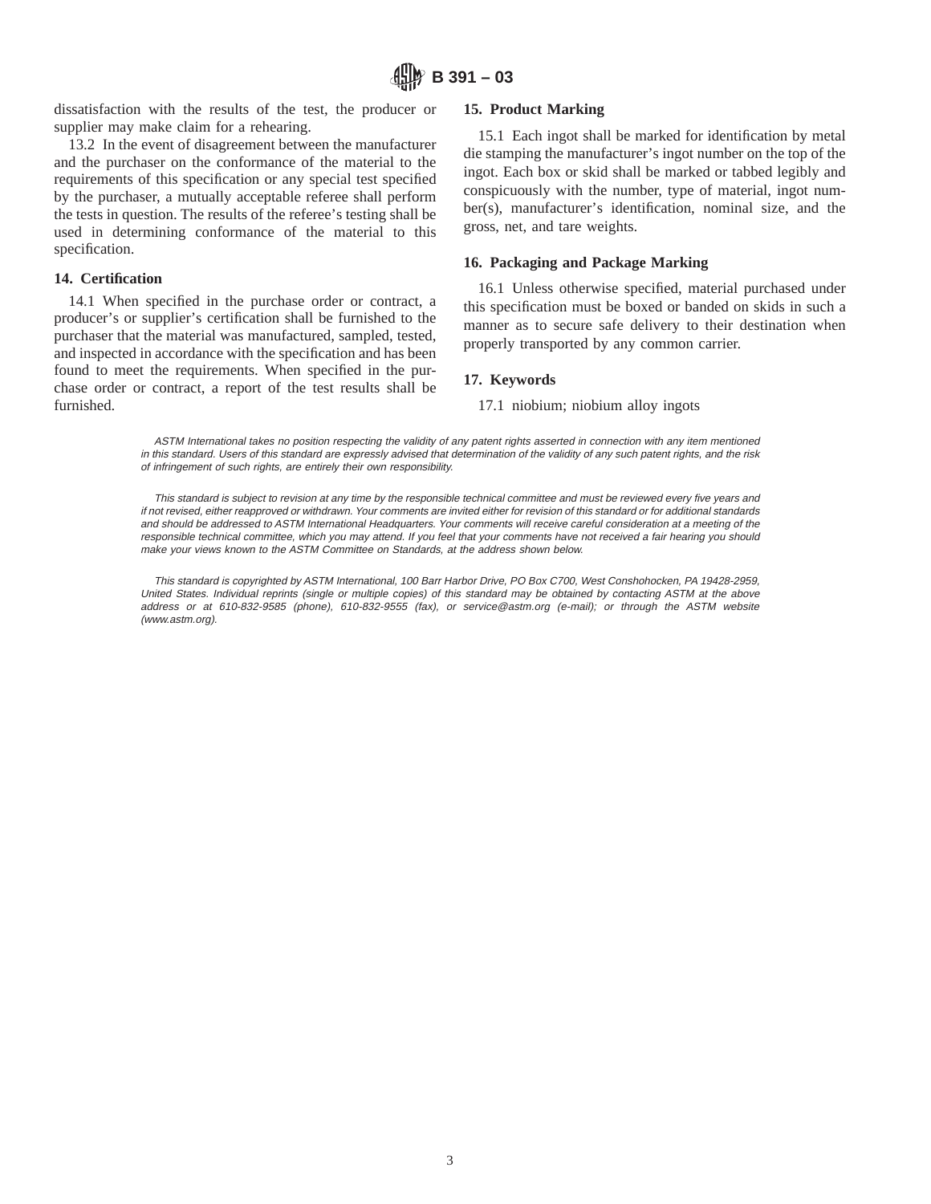dissatisfaction with the results of the test, the producer or supplier may make claim for a rehearing.

13.2 In the event of disagreement between the manufacturer and the purchaser on the conformance of the material to the requirements of this specification or any special test specified by the purchaser, a mutually acceptable referee shall perform the tests in question. The results of the referee's testing shall be used in determining conformance of the material to this specification.

## 14. Certification

14.1 When specified in the purchase order or contract, a producer's or supplier's certification shall be furnished to the purchaser that the material was manufactured, sampled, tested, and inspected in accordance with the specification and has been found to meet the requirements. When specified in the purchase order or contract, a report of the test results shall be furnished.

## 15. Product Marking

15.1 Each ingot shall be marked for identification by metal die stamping the manufacturer's ingot number on the top of the ingot. Each box or skid shall be marked or tabbed legibly and conspicuously with the number, type of material, ingot number(s), manufacturer's identification, nominal size, and the gross, net, and tare weights.

## 16. Packaging and Package Marking

16.1 Unless otherwise specified, material purchased under this specification must be boxed or banded on skids in such a manner as to secure safe delivery to their destination when properly transported by any common carrier.

## 17. Keywords

17.1 niobium; niobium alloy ingots

*ASTM International takes no position respecting the validity of any patent rights asserted in connection with any item mentioned in this standard. Users of this standard are expressly advised that determination of the validity of any such patent rights, and the risk of infringement of such rights, are entirely their own responsibility.*

*This standard is subject to revision at any time by the responsible technical committee and must be reviewed every five years and if not revised, either reapproved or withdrawn. Your comments are invited either for revision of this standard or for additional standards and should be addressed to ASTM International Headquarters. Your comments will receive careful consideration at a meeting of the responsible technical committee, which you may attend. If you feel that your comments have not received a fair hearing you should make your views known to the ASTM Committee on Standards, at the address shown below.*

*This standard is copyrighted by ASTM International, 100 Barr Harbor Drive, PO Box C700, West Conshohocken, PA 19428-2959, United States. Individual reprints (single or multiple copies) of this standard may be obtained by contacting ASTM at the above address or at 610-832-9585 (phone), 610-832-9555 (fax), or service@astm.org (e-mail); or through the ASTM website (www.astm.org).*